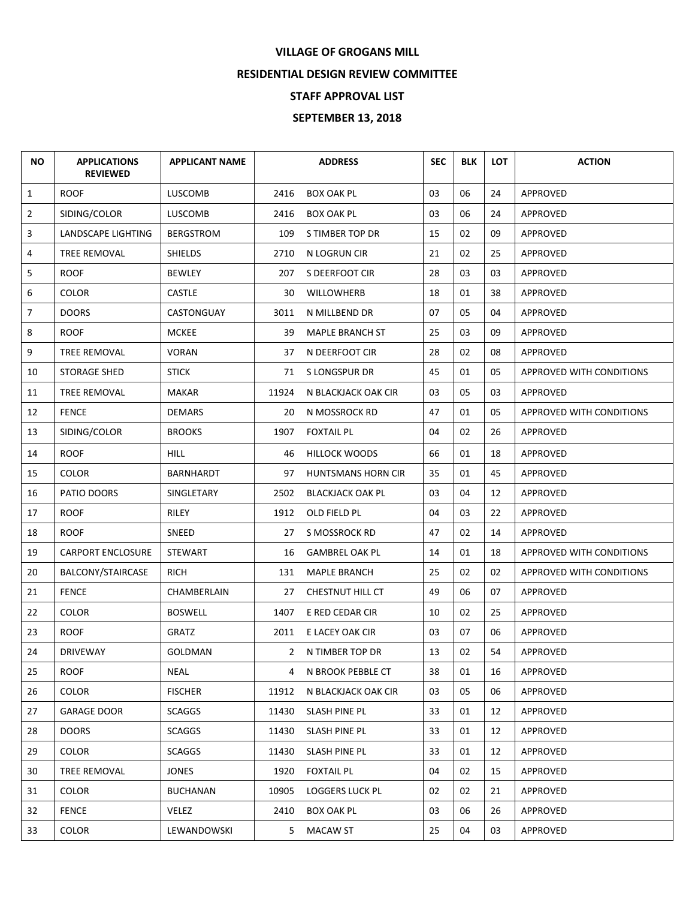**VILLAGE OF GROGANS MILL**

**RESIDENTIAL DESIGN REVIEW COMMITTEE**

**STAFF APPROVAL LIST**

**SEPTEMBER 13, 2018**

| NO | APPLICATIONS REVIEWED | APPLICANT NAME | ADDRESS | | SEC | BLK | LOT | ACTION |
|---|---|---|---|---|---|---|---|---|
| 1 | ROOF | LUSCOMB | 2416 | BOX OAK PL | 03 | 06 | 24 | APPROVED |
| 2 | SIDING/COLOR | LUSCOMB | 2416 | BOX OAK PL | 03 | 06 | 24 | APPROVED |
| 3 | LANDSCAPE LIGHTING | BERGSTROM | 109 | S TIMBER TOP DR | 15 | 02 | 09 | APPROVED |
| 4 | TREE REMOVAL | SHIELDS | 2710 | N LOGRUN CIR | 21 | 02 | 25 | APPROVED |
| 5 | ROOF | BEWLEY | 207 | S DEERFOOT CIR | 28 | 03 | 03 | APPROVED |
| 6 | COLOR | CASTLE | 30 | WILLOWHERB | 18 | 01 | 38 | APPROVED |
| 7 | DOORS | CASTONGUAY | 3011 | N MILLBEND DR | 07 | 05 | 04 | APPROVED |
| 8 | ROOF | MCKEE | 39 | MAPLE BRANCH ST | 25 | 03 | 09 | APPROVED |
| 9 | TREE REMOVAL | VORAN | 37 | N DEERFOOT CIR | 28 | 02 | 08 | APPROVED |
| 10 | STORAGE SHED | STICK | 71 | S LONGSPUR DR | 45 | 01 | 05 | APPROVED WITH CONDITIONS |
| 11 | TREE REMOVAL | MAKAR | 11924 | N BLACKJACK OAK CIR | 03 | 05 | 03 | APPROVED |
| 12 | FENCE | DEMARS | 20 | N MOSSROCK RD | 47 | 01 | 05 | APPROVED WITH CONDITIONS |
| 13 | SIDING/COLOR | BROOKS | 1907 | FOXTAIL PL | 04 | 02 | 26 | APPROVED |
| 14 | ROOF | HILL | 46 | HILLOCK WOODS | 66 | 01 | 18 | APPROVED |
| 15 | COLOR | BARNHARDT | 97 | HUNTSMANS HORN CIR | 35 | 01 | 45 | APPROVED |
| 16 | PATIO DOORS | SINGLETARY | 2502 | BLACKJACK OAK PL | 03 | 04 | 12 | APPROVED |
| 17 | ROOF | RILEY | 1912 | OLD FIELD PL | 04 | 03 | 22 | APPROVED |
| 18 | ROOF | SNEED | 27 | S MOSSROCK RD | 47 | 02 | 14 | APPROVED |
| 19 | CARPORT ENCLOSURE | STEWART | 16 | GAMBREL OAK PL | 14 | 01 | 18 | APPROVED WITH CONDITIONS |
| 20 | BALCONY/STAIRCASE | RICH | 131 | MAPLE BRANCH | 25 | 02 | 02 | APPROVED WITH CONDITIONS |
| 21 | FENCE | CHAMBERLAIN | 27 | CHESTNUT HILL CT | 49 | 06 | 07 | APPROVED |
| 22 | COLOR | BOSWELL | 1407 | E RED CEDAR CIR | 10 | 02 | 25 | APPROVED |
| 23 | ROOF | GRATZ | 2011 | E LACEY OAK CIR | 03 | 07 | 06 | APPROVED |
| 24 | DRIVEWAY | GOLDMAN | 2 | N TIMBER TOP DR | 13 | 02 | 54 | APPROVED |
| 25 | ROOF | NEAL | 4 | N BROOK PEBBLE CT | 38 | 01 | 16 | APPROVED |
| 26 | COLOR | FISCHER | 11912 | N BLACKJACK OAK CIR | 03 | 05 | 06 | APPROVED |
| 27 | GARAGE DOOR | SCAGGS | 11430 | SLASH PINE PL | 33 | 01 | 12 | APPROVED |
| 28 | DOORS | SCAGGS | 11430 | SLASH PINE PL | 33 | 01 | 12 | APPROVED |
| 29 | COLOR | SCAGGS | 11430 | SLASH PINE PL | 33 | 01 | 12 | APPROVED |
| 30 | TREE REMOVAL | JONES | 1920 | FOXTAIL PL | 04 | 02 | 15 | APPROVED |
| 31 | COLOR | BUCHANAN | 10905 | LOGGERS LUCK PL | 02 | 02 | 21 | APPROVED |
| 32 | FENCE | VELEZ | 2410 | BOX OAK PL | 03 | 06 | 26 | APPROVED |
| 33 | COLOR | LEWANDOWSKI | 5 | MACAW ST | 25 | 04 | 03 | APPROVED |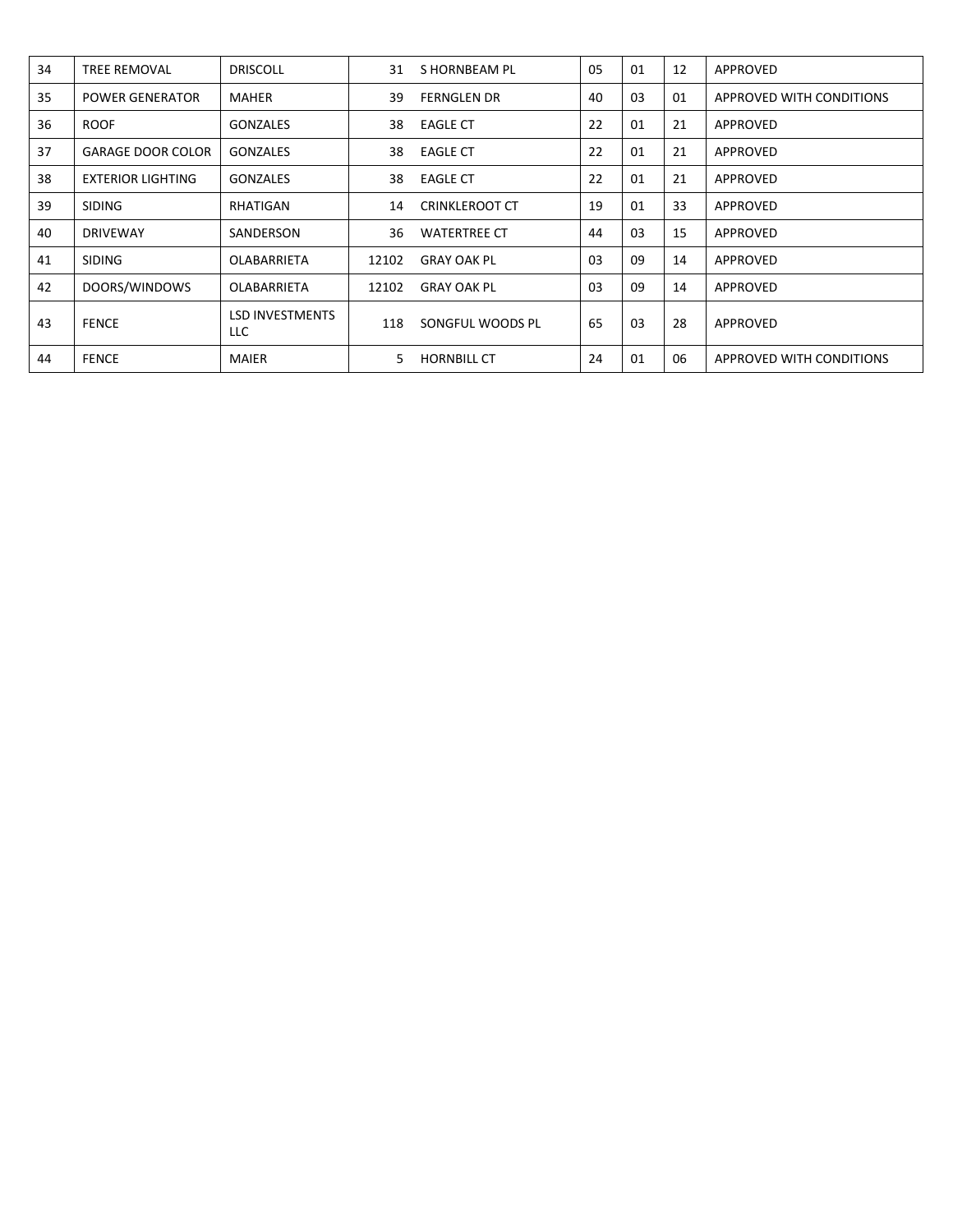| | | | | | | | | |
|---|---|---|---|---|---|---|---|---|
| 34 | TREE REMOVAL | DRISCOLL | 31 | S HORNBEAM PL | 05 | 01 | 12 | APPROVED |
| 35 | POWER GENERATOR | MAHER | 39 | FERNGLEN DR | 40 | 03 | 01 | APPROVED WITH CONDITIONS |
| 36 | ROOF | GONZALES | 38 | EAGLE CT | 22 | 01 | 21 | APPROVED |
| 37 | GARAGE DOOR COLOR | GONZALES | 38 | EAGLE CT | 22 | 01 | 21 | APPROVED |
| 38 | EXTERIOR LIGHTING | GONZALES | 38 | EAGLE CT | 22 | 01 | 21 | APPROVED |
| 39 | SIDING | RHATIGAN | 14 | CRINKLEROOT CT | 19 | 01 | 33 | APPROVED |
| 40 | DRIVEWAY | SANDERSON | 36 | WATERTREE CT | 44 | 03 | 15 | APPROVED |
| 41 | SIDING | OLABARRIETA | 12102 | GRAY OAK PL | 03 | 09 | 14 | APPROVED |
| 42 | DOORS/WINDOWS | OLABARRIETA | 12102 | GRAY OAK PL | 03 | 09 | 14 | APPROVED |
| 43 | FENCE | LSD INVESTMENTS LLC | 118 | SONGFUL WOODS PL | 65 | 03 | 28 | APPROVED |
| 44 | FENCE | MAIER | 5 | HORNBILL CT | 24 | 01 | 06 | APPROVED WITH CONDITIONS |